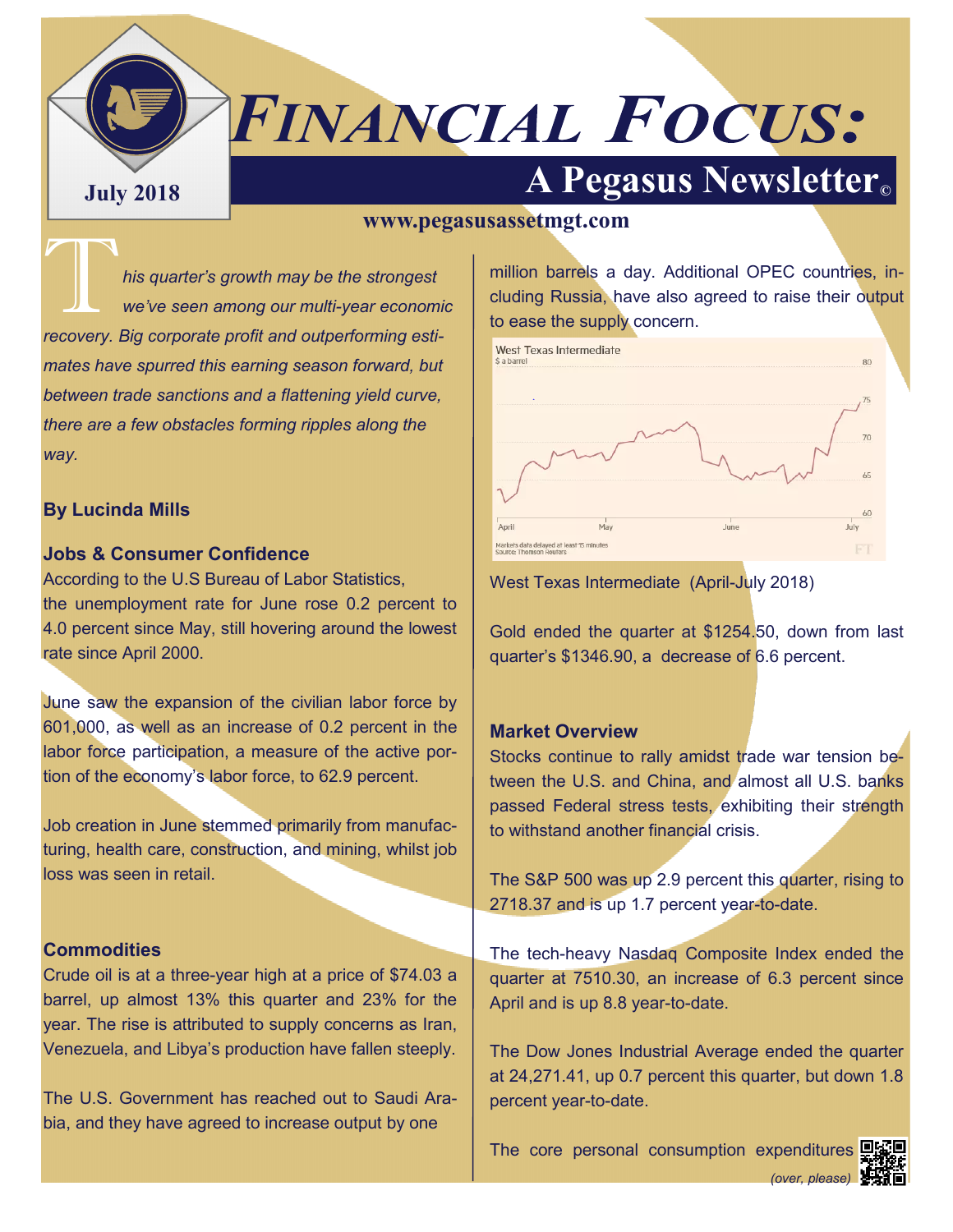July 2018

# *FINANCIAL FOCUS:*

## A Pegasus Newsletter©

**www.pegasusassetmgt.com**

*This quarter's growth may be the strongest we've seen among our multi-year economic recovery. Big corporate profit and outperforming estimates have spurred this earning season forward, but between trade sanctions and a flattening yield curve, there are a few obstacles forming ripples along the way.*

**By Lucinda Mills**

### Jobs & Consumer Confidence

According to the U.S Bureau of Labor Statistics, the unemployment rate for June rose 0.2 percent to 4.0 percent since May, still hovering around the lowest rate since April 2000.

June saw the expansion of the civilian labor force by 601,000, as well as an increase of 0.2 percent in the labor force participation, a measure of the active portion of the economy's labor force, to 62.9 percent.

Job creation in June stemmed primarily from manufacturing, health care, construction, and mining, whilst job loss was seen in retail.

### Commodities

Crude oil is at a three-year high at a price of $74.03 a barrel, up almost 13% this quarter and 23% for the year. The rise is attributed to supply concerns as Iran, Venezuela, and Libya's production have fallen steeply.

The U.S. Government has reached out to Saudi Arabia, and they have agreed to increase output by one million barrels a day. Additional OPEC countries, including Russia, have also agreed to raise their output to ease the supply concern.

West Texas Intermediate (April-July 2018)

Gold ended the quarter at $1254.50, down from last quarter's $1346.90, a decrease of 6.6 percent.

### Market Overview

Stocks continue to rally amidst trade war tension between the U.S. and China, and almost all U.S. banks passed Federal stress tests, exhibiting their strength to withstand another financial crisis.

The S&P 500 was up 2.9 percent this quarter, rising to 2718.37 and is up 1.7 percent year-to-date.

The tech-heavy Nasdaq Composite Index ended the quarter at 7510.30, an increase of 6.3 percent since April and is up 8.8 year-to-date.

The Dow Jones Industrial Average ended the quarter at 24,271.41, up 0.7 percent this quarter, but down 1.8 percent year-to-date.

The core personal consumption expenditures

*(over, please)*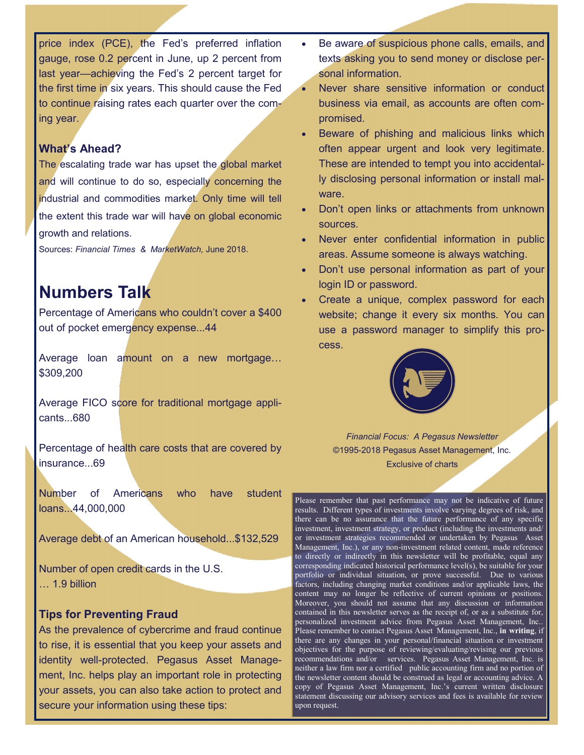price index (PCE), the Fed's preferred inflation gauge, rose 0.2 percent in June, up 2 percent from last year—achieving the Fed's 2 percent target for the first time in six years. This should cause the Fed to continue raising rates each quarter over the coming year.

### What's Ahead?

The escalating trade war has upset the global market and will continue to do so, especially concerning the industrial and commodities market. Only time will tell the extent this trade war will have on global economic growth and relations.

Sources: *Financial Times* & *MarketWatch,* June 2018.

## Numbers Talk

Percentage of Americans who couldn't cover a $400 out of pocket emergency expense...44

Average loan amount on a new mortgage… $309,200

Average FICO score for traditional mortgage applicants...680

Percentage of health care costs that are covered by insurance...69

Number of Americans who have student loans...44,000,000

Average debt of an American household...$132,529

Number of open credit cards in the U.S. … 1.9 billion

### Tips for Preventing Fraud

As the prevalence of cybercrime and fraud continue to rise, it is essential that you keep your assets and identity well-protected. Pegasus Asset Management, Inc. helps play an important role in protecting your assets, you can also take action to protect and secure your information using these tips:

- Be aware of suspicious phone calls, emails, and texts asking you to send money or disclose personal information.
- Never share sensitive information or conduct business via email, as accounts are often compromised.
- Beware of phishing and malicious links which often appear urgent and look very legitimate. These are intended to tempt you into accidentally disclosing personal information or install malware.
- Don't open links or attachments from unknown sources.
- Never enter confidential information in public areas. Assume someone is always watching.
- Don't use personal information as part of your login ID or password.
- Create a unique, complex password for each website; change it every six months. You can use a password manager to simplify this process.

*Financial Focus: A Pegasus Newsletter*
©1995-2018 Pegasus Asset Management, Inc.
Exclusive of charts

Please remember that past performance may not be indicative of future results. Different types of investments involve varying degrees of risk, and there can be no assurance that the future performance of any specific investment, investment strategy, or product (including the investments and/or investment strategies recommended or undertaken by Pegasus Asset Management, Inc.), or any non-investment related content, made reference to directly or indirectly in this newsletter will be profitable, equal any corresponding indicated historical performance level(s), be suitable for your portfolio or individual situation, or prove successful. Due to various factors, including changing market conditions and/or applicable laws, the content may no longer be reflective of current opinions or positions. Moreover, you should not assume that any discussion or information contained in this newsletter serves as the receipt of, or as a substitute for, personalized investment advice from Pegasus Asset Management, Inc.. Please remember to contact Pegasus Asset Management, Inc., **in writing**, if there are any changes in your personal/financial situation or investment objectives for the purpose of reviewing/evaluating/revising our previous recommendations and/or services. Pegasus Asset Management, Inc. is neither a law firm nor a certified public accounting firm and no portion of the newsletter content should be construed as legal or accounting advice. A copy of Pegasus Asset Management, Inc.'s current written disclosure statement discussing our advisory services and fees is available for review upon request.